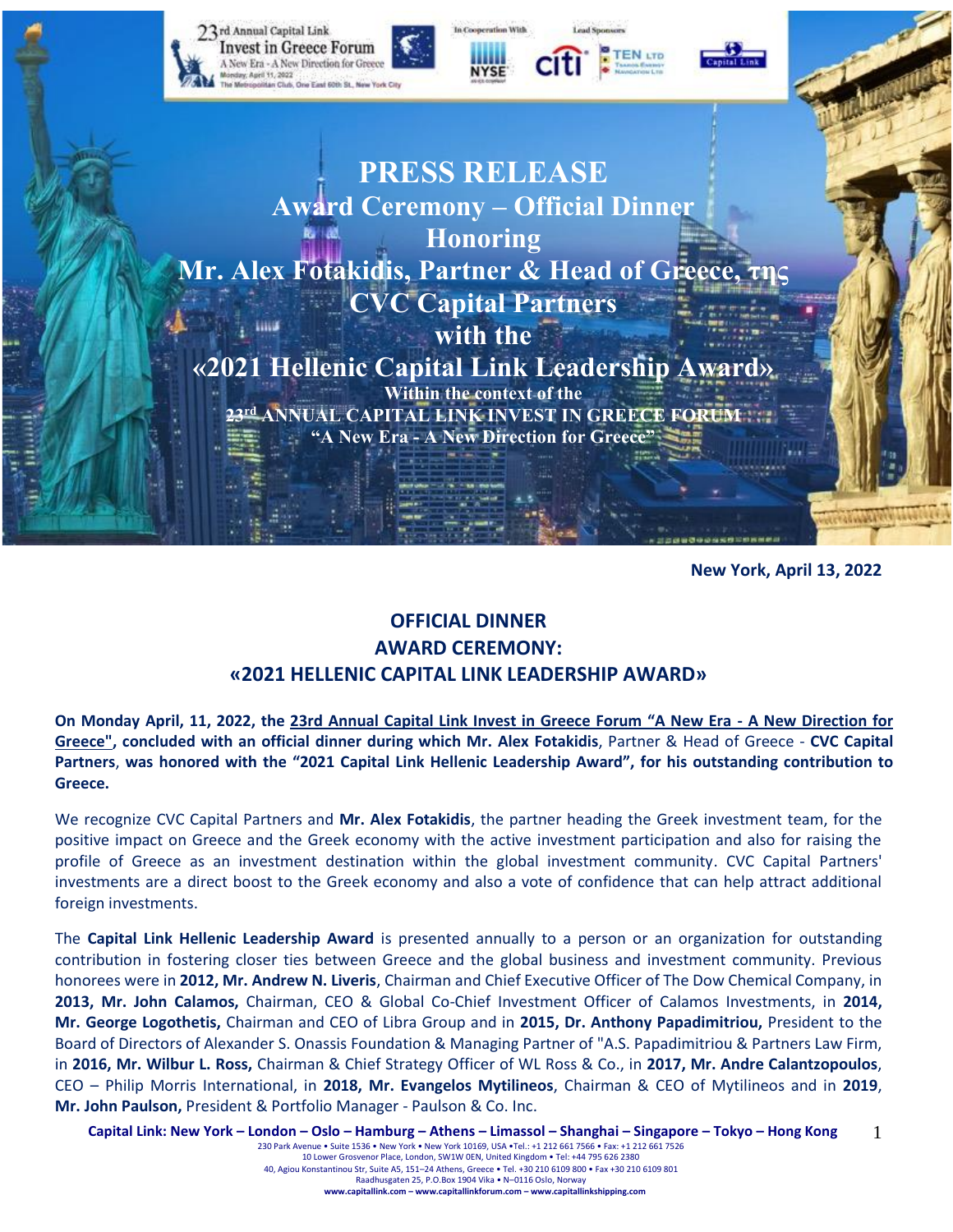# PRESS RELEASE

## Award Ceremony – Official Dinner Honoring Mr. Alex Fotakidis, Partner & Head of Greece, της CVC Capital Partners with the «2021 Hellenic Capital Link Leadership Award»

**Within the context of the 23rd ANNUAL CAPITAL LINK INVEST IN GREECE FORUM "A New Era - A New Direction for Greece"**

**New York, April 13, 2022**

## OFFICIAL DINNER
## AWARD CEREMONY:
## «2021 HELLENIC CAPITAL LINK LEADERSHIP AWARD»

**On Monday April, 11, 2022, the 23rd Annual Capital Link Invest in Greece Forum "A New Era - A New Direction for Greece", concluded with an official dinner during which Mr. Alex Fotakidis**, Partner & Head of Greece - **CVC Capital Partners**, **was honored with the "2021 Capital Link Hellenic Leadership Award", for his outstanding contribution to Greece.**

We recognize CVC Capital Partners and **Mr. Alex Fotakidis**, the partner heading the Greek investment team, for the positive impact on Greece and the Greek economy with the active investment participation and also for raising the profile of Greece as an investment destination within the global investment community. CVC Capital Partners' investments are a direct boost to the Greek economy and also a vote of confidence that can help attract additional foreign investments.

The **Capital Link Hellenic Leadership Award** is presented annually to a person or an organization for outstanding contribution in fostering closer ties between Greece and the global business and investment community. Previous honorees were in **2012, Mr. Andrew N. Liveris**, Chairman and Chief Executive Officer of The Dow Chemical Company, in **2013, Mr. John Calamos,** Chairman, CEO & Global Co-Chief Investment Officer of Calamos Investments, in **2014, Mr. George Logothetis,** Chairman and CEO of Libra Group and in **2015, Dr. Anthony Papadimitriou,** President to the Board of Directors of Alexander S. Onassis Foundation & Managing Partner of "A.S. Papadimitriou & Partners Law Firm, in **2016, Mr. Wilbur L. Ross,** Chairman & Chief Strategy Officer of WL Ross & Co., in **2017, Mr. Andre Calantzopoulos**, CEO – Philip Morris International, in **2018, Mr. Evangelos Mytilineos**, Chairman & CEO of Mytilineos and in **2019**, **Mr. John Paulson,** President & Portfolio Manager - Paulson & Co. Inc.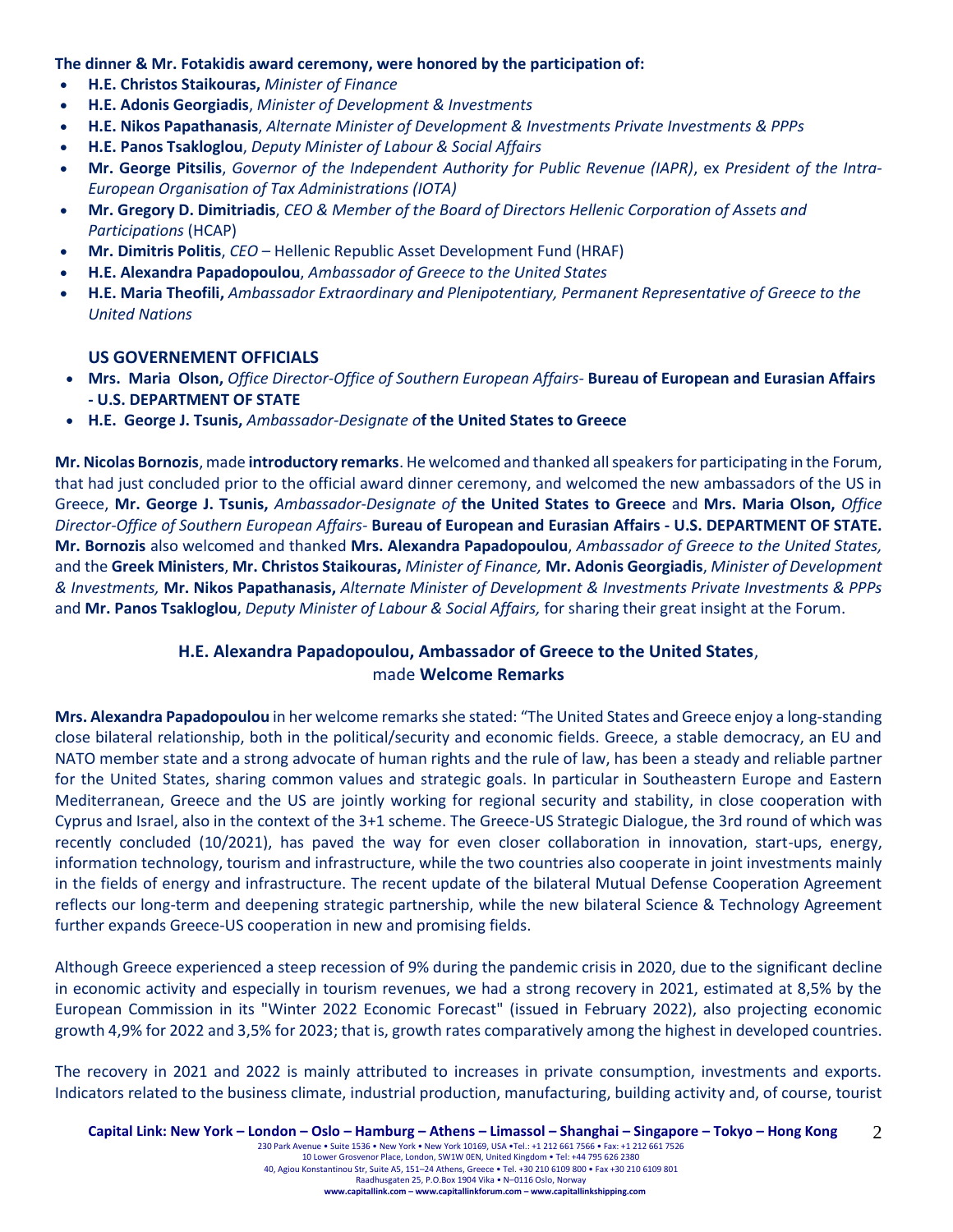**The dinner & Mr. Fotakidis award ceremony, were honored by the participation of:**

- **H.E. Christos Staikouras,** *Minister of Finance*
- **H.E. Adonis Georgiadis**, *Minister of Development & Investments*
- **H.E. Nikos Papathanasis**, *Alternate Minister of Development & Investments Private Investments & PPPs*
- **H.E. Panos Tsakloglou**, *Deputy Minister of Labour & Social Affairs*
- **Mr. George Pitsilis**, *Governor of the Independent Authority for Public Revenue (IAPR)*, ex *President of the Intra-European Organisation of Tax Administrations (IOTA)*
- **Mr. Gregory D. Dimitriadis**, *CEO & Member of the Board of Directors Hellenic Corporation of Assets and Participations* (HCAP)
- **Mr. Dimitris Politis**, *CEO* – Hellenic Republic Asset Development Fund (HRAF)
- **H.E. Alexandra Papadopoulou**, *Ambassador of Greece to the United States*
- **H.E. Maria Theofili,** *Ambassador Extraordinary and Plenipotentiary, Permanent Representative of Greece to the United Nations*

**US GOVERNEMENT OFFICIALS**

- **Mrs. Maria Olson,** *Office Director-Office of Southern European Affairs*- **Bureau of European and Eurasian Affairs - U.S. DEPARTMENT OF STATE**
- **H.E. George J. Tsunis,** *Ambassador-Designate o***f the United States to Greece**

**Mr. Nicolas Bornozis**, made **introductory remarks**. He welcomed and thanked all speakers for participating in the Forum, that had just concluded prior to the official award dinner ceremony, and welcomed the new ambassadors of the US in Greece, **Mr. George J. Tsunis,** *Ambassador-Designate of* **the United States to Greece** and **Mrs. Maria Olson,** *Office Director-Office of Southern European Affairs*- **Bureau of European and Eurasian Affairs - U.S. DEPARTMENT OF STATE. Mr. Bornozis** also welcomed and thanked **Mrs. Alexandra Papadopoulou**, *Ambassador of Greece to the United States,* and the **Greek Ministers**, **Mr. Christos Staikouras,** *Minister of Finance,* **Mr. Adonis Georgiadis**, *Minister of Development & Investments,* **Mr. Nikos Papathanasis,** *Alternate Minister of Development & Investments Private Investments & PPPs* and **Mr. Panos Tsakloglou**, *Deputy Minister of Labour & Social Affairs,* for sharing their great insight at the Forum.

## **H.E. Alexandra Papadopoulou, Ambassador of Greece to the United States**, made **Welcome Remarks**

**Mrs. Alexandra Papadopoulou** in her welcome remarks she stated: "The United States and Greece enjoy a long-standing close bilateral relationship, both in the political/security and economic fields. Greece, a stable democracy, an EU and NATO member state and a strong advocate of human rights and the rule of law, has been a steady and reliable partner for the United States, sharing common values and strategic goals. In particular in Southeastern Europe and Eastern Mediterranean, Greece and the US are jointly working for regional security and stability, in close cooperation with Cyprus and Israel, also in the context of the 3+1 scheme. The Greece-US Strategic Dialogue, the 3rd round of which was recently concluded (10/2021), has paved the way for even closer collaboration in innovation, start-ups, energy, information technology, tourism and infrastructure, while the two countries also cooperate in joint investments mainly in the fields of energy and infrastructure. The recent update of the bilateral Mutual Defense Cooperation Agreement reflects our long-term and deepening strategic partnership, while the new bilateral Science & Technology Agreement further expands Greece-US cooperation in new and promising fields.

Although Greece experienced a steep recession of 9% during the pandemic crisis in 2020, due to the significant decline in economic activity and especially in tourism revenues, we had a strong recovery in 2021, estimated at 8,5% by the European Commission in its "Winter 2022 Economic Forecast" (issued in February 2022), also projecting economic growth 4,9% for 2022 and 3,5% for 2023; that is, growth rates comparatively among the highest in developed countries.

The recovery in 2021 and 2022 is mainly attributed to increases in private consumption, investments and exports. Indicators related to the business climate, industrial production, manufacturing, building activity and, of course, tourist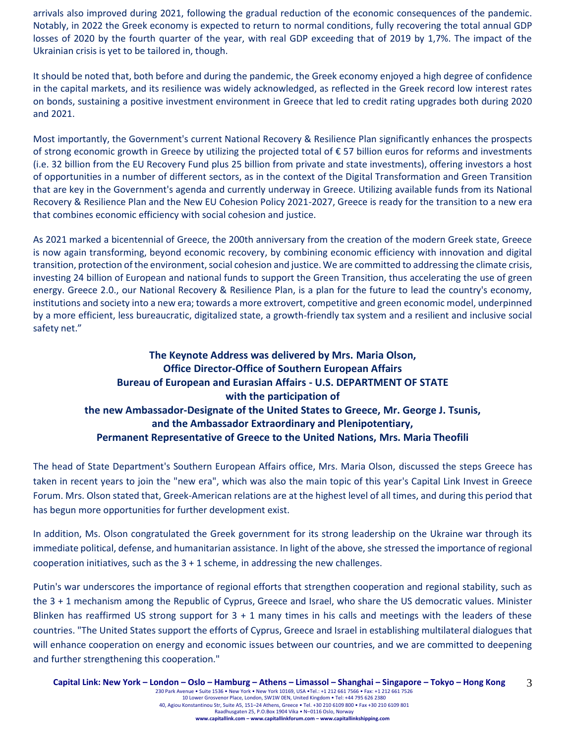arrivals also improved during 2021, following the gradual reduction of the economic consequences of the pandemic. Notably, in 2022 the Greek economy is expected to return to normal conditions, fully recovering the total annual GDP losses of 2020 by the fourth quarter of the year, with real GDP exceeding that of 2019 by 1,7%. The impact of the Ukrainian crisis is yet to be tailored in, though.

It should be noted that, both before and during the pandemic, the Greek economy enjoyed a high degree of confidence in the capital markets, and its resilience was widely acknowledged, as reflected in the Greek record low interest rates on bonds, sustaining a positive investment environment in Greece that led to credit rating upgrades both during 2020 and 2021.

Most importantly, the Government's current National Recovery & Resilience Plan significantly enhances the prospects of strong economic growth in Greece by utilizing the projected total of € 57 billion euros for reforms and investments (i.e. 32 billion from the EU Recovery Fund plus 25 billion from private and state investments), offering investors a host of opportunities in a number of different sectors, as in the context of the Digital Transformation and Green Transition that are key in the Government's agenda and currently underway in Greece. Utilizing available funds from its National Recovery & Resilience Plan and the New EU Cohesion Policy 2021-2027, Greece is ready for the transition to a new era that combines economic efficiency with social cohesion and justice.

As 2021 marked a bicentennial of Greece, the 200th anniversary from the creation of the modern Greek state, Greece is now again transforming, beyond economic recovery, by combining economic efficiency with innovation and digital transition, protection of the environment, social cohesion and justice. We are committed to addressing the climate crisis, investing 24 billion of European and national funds to support the Green Transition, thus accelerating the use of green energy. Greece 2.0., our National Recovery & Resilience Plan, is a plan for the future to lead the country's economy, institutions and society into a new era; towards a more extrovert, competitive and green economic model, underpinned by a more efficient, less bureaucratic, digitalized state, a growth-friendly tax system and a resilient and inclusive social safety net."

**The Keynote Address was delivered by Mrs. Maria Olson,**
**Office Director-Office of Southern European Affairs**
**Bureau of European and Eurasian Affairs - U.S. DEPARTMENT OF STATE**
**with the participation of**
**the new Ambassador-Designate of the United States to Greece, Mr. George J. Tsunis,**
**and the Ambassador Extraordinary and Plenipotentiary,**
**Permanent Representative of Greece to the United Nations, Mrs. Maria Theofili**

The head of State Department's Southern European Affairs office, Mrs. Maria Olson, discussed the steps Greece has taken in recent years to join the "new era", which was also the main topic of this year's Capital Link Invest in Greece Forum. Mrs. Olson stated that, Greek-American relations are at the highest level of all times, and during this period that has begun more opportunities for further development exist.

In addition, Ms. Olson congratulated the Greek government for its strong leadership on the Ukraine war through its immediate political, defense, and humanitarian assistance. In light of the above, she stressed the importance of regional cooperation initiatives, such as the 3 + 1 scheme, in addressing the new challenges.

Putin's war underscores the importance of regional efforts that strengthen cooperation and regional stability, such as the 3 + 1 mechanism among the Republic of Cyprus, Greece and Israel, who share the US democratic values. Minister Blinken has reaffirmed US strong support for 3 + 1 many times in his calls and meetings with the leaders of these countries. "The United States support the efforts of Cyprus, Greece and Israel in establishing multilateral dialogues that will enhance cooperation on energy and economic issues between our countries, and we are committed to deepening and further strengthening this cooperation."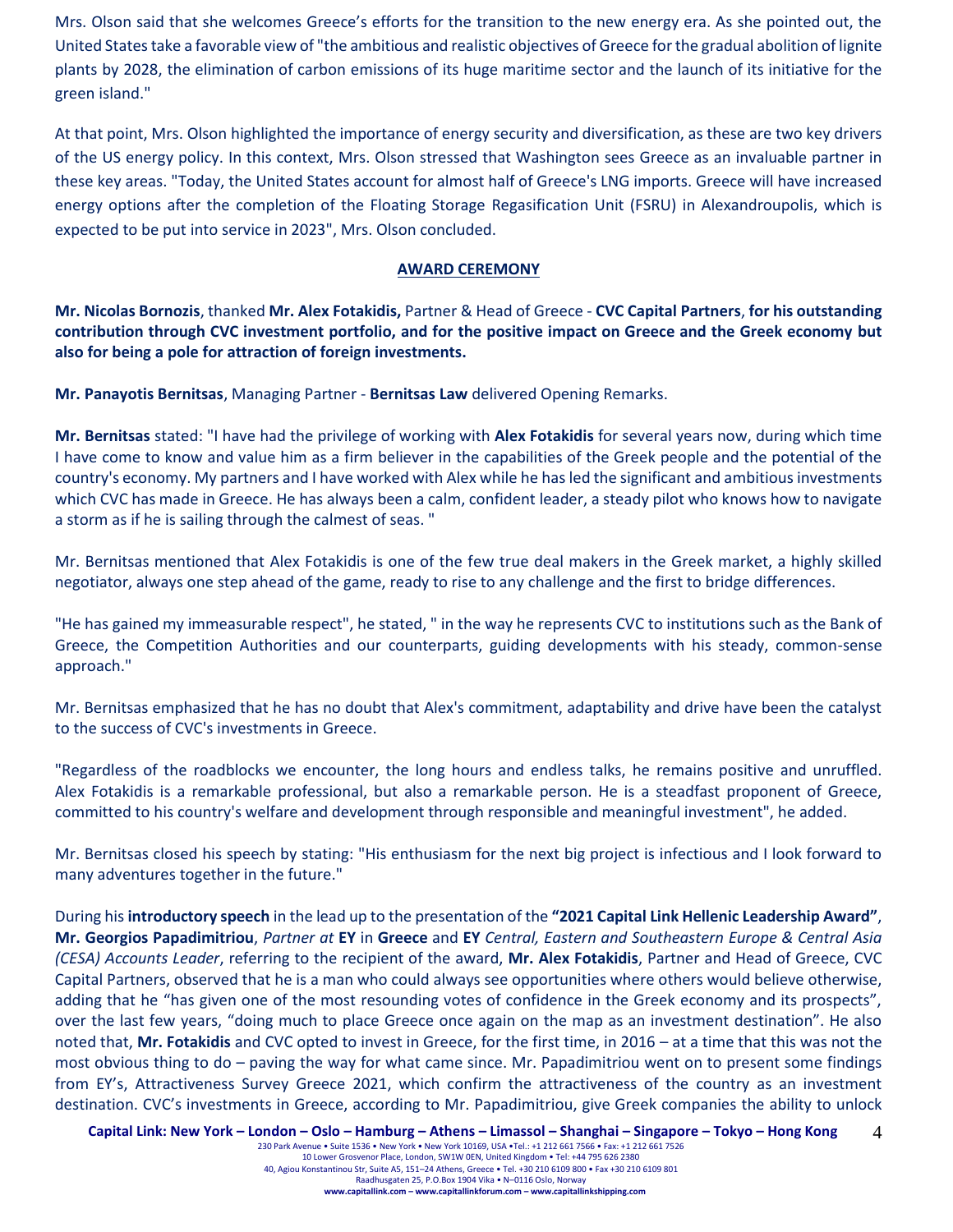Mrs. Olson said that she welcomes Greece's efforts for the transition to the new energy era. As she pointed out, the United States take a favorable view of "the ambitious and realistic objectives of Greece for the gradual abolition of lignite plants by 2028, the elimination of carbon emissions of its huge maritime sector and the launch of its initiative for the green island."

At that point, Mrs. Olson highlighted the importance of energy security and diversification, as these are two key drivers of the US energy policy. In this context, Mrs. Olson stressed that Washington sees Greece as an invaluable partner in these key areas. "Today, the United States account for almost half of Greece's LNG imports. Greece will have increased energy options after the completion of the Floating Storage Regasification Unit (FSRU) in Alexandroupolis, which is expected to be put into service in 2023", Mrs. Olson concluded.

## AWARD CEREMONY

**Mr. Nicolas Bornozis**, thanked **Mr. Alex Fotakidis,** Partner & Head of Greece - **CVC Capital Partners**, **for his outstanding contribution through CVC investment portfolio, and for the positive impact on Greece and the Greek economy but also for being a pole for attraction of foreign investments.**

**Mr. Panayotis Bernitsas**, Managing Partner - **Bernitsas Law** delivered Opening Remarks.

**Mr. Bernitsas** stated: "I have had the privilege of working with **Alex Fotakidis** for several years now, during which time I have come to know and value him as a firm believer in the capabilities of the Greek people and the potential of the country's economy. My partners and I have worked with Alex while he has led the significant and ambitious investments which CVC has made in Greece. He has always been a calm, confident leader, a steady pilot who knows how to navigate a storm as if he is sailing through the calmest of seas. "

Mr. Bernitsas mentioned that Alex Fotakidis is one of the few true deal makers in the Greek market, a highly skilled negotiator, always one step ahead of the game, ready to rise to any challenge and the first to bridge differences.

"He has gained my immeasurable respect", he stated, " in the way he represents CVC to institutions such as the Bank of Greece, the Competition Authorities and our counterparts, guiding developments with his steady, common-sense approach."

Mr. Bernitsas emphasized that he has no doubt that Alex's commitment, adaptability and drive have been the catalyst to the success of CVC's investments in Greece.

"Regardless of the roadblocks we encounter, the long hours and endless talks, he remains positive and unruffled. Alex Fotakidis is a remarkable professional, but also a remarkable person. He is a steadfast proponent of Greece, committed to his country's welfare and development through responsible and meaningful investment", he added.

Mr. Bernitsas closed his speech by stating: "His enthusiasm for the next big project is infectious and I look forward to many adventures together in the future."

During his **introductory speech** in the lead up to the presentation of the **"2021 Capital Link Hellenic Leadership Award"**, **Mr. Georgios Papadimitriou**, *Partner at* **EY** in **Greece** and **EY** *Central, Eastern and Southeastern Europe & Central Asia (CESA) Accounts Leader*, referring to the recipient of the award, **Mr. Alex Fotakidis**, Partner and Head of Greece, CVC Capital Partners, observed that he is a man who could always see opportunities where others would believe otherwise, adding that he "has given one of the most resounding votes of confidence in the Greek economy and its prospects", over the last few years, "doing much to place Greece once again on the map as an investment destination". He also noted that, **Mr. Fotakidis** and CVC opted to invest in Greece, for the first time, in 2016 – at a time that this was not the most obvious thing to do – paving the way for what came since. Mr. Papadimitriou went on to present some findings from EY's, Attractiveness Survey Greece 2021, which confirm the attractiveness of the country as an investment destination. CVC's investments in Greece, according to Mr. Papadimitriou, give Greek companies the ability to unlock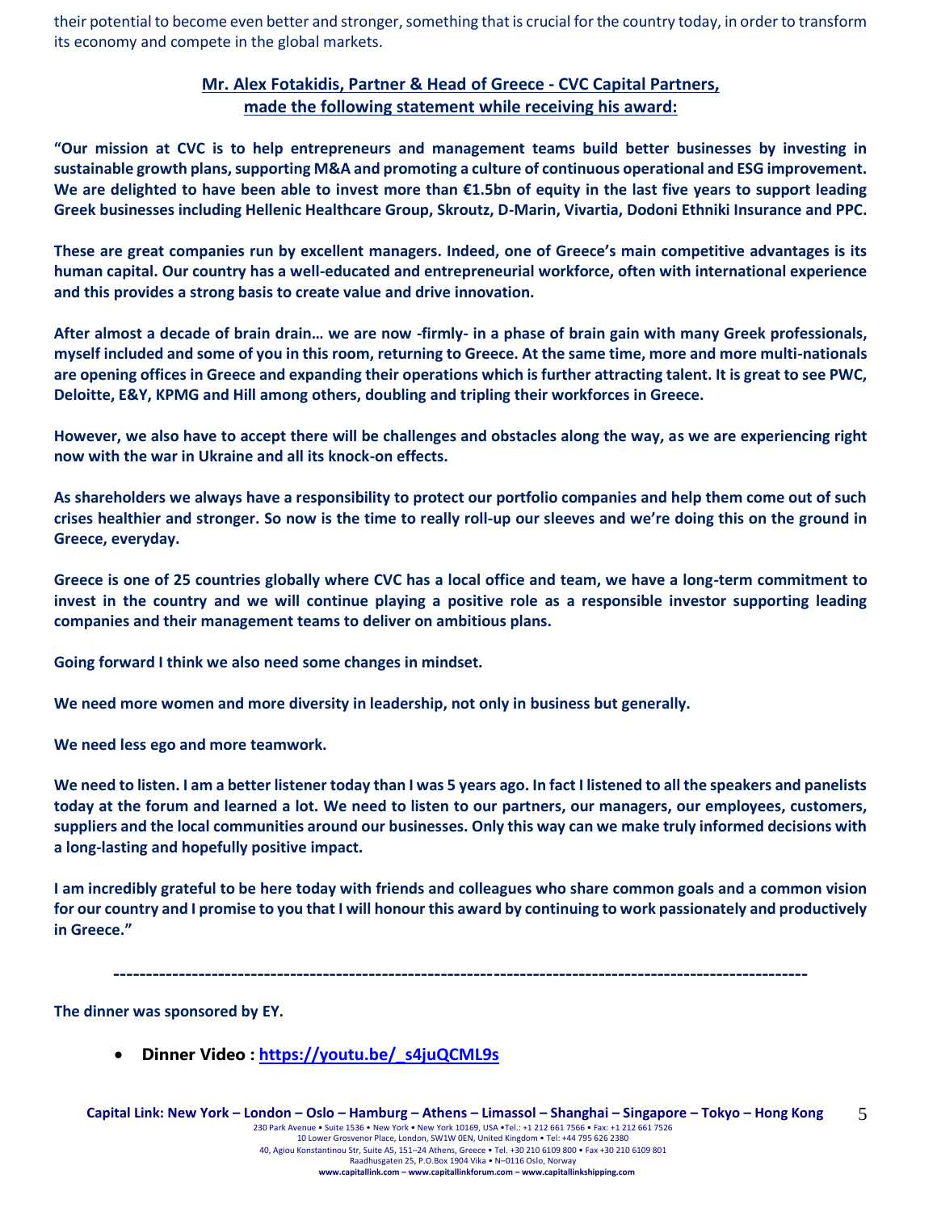their potential to become even better and stronger, something that is crucial for the country today, in order to transform its economy and compete in the global markets.

**Mr. Alex Fotakidis, Partner & Head of Greece - CVC Capital Partners, made the following statement while receiving his award:**

**"Our mission at CVC is to help entrepreneurs and management teams build better businesses by investing in sustainable growth plans, supporting M&A and promoting a culture of continuous operational and ESG improvement. We are delighted to have been able to invest more than €1.5bn of equity in the last five years to support leading Greek businesses including Hellenic Healthcare Group, Skroutz, D-Marin, Vivartia, Dodoni Ethniki Insurance and PPC.**

**These are great companies run by excellent managers. Indeed, one of Greece's main competitive advantages is its human capital. Our country has a well-educated and entrepreneurial workforce, often with international experience and this provides a strong basis to create value and drive innovation.**

**After almost a decade of brain drain… we are now -firmly- in a phase of brain gain with many Greek professionals, myself included and some of you in this room, returning to Greece. At the same time, more and more multi-nationals are opening offices in Greece and expanding their operations which is further attracting talent. It is great to see PWC, Deloitte, E&Y, KPMG and Hill among others, doubling and tripling their workforces in Greece.**

**However, we also have to accept there will be challenges and obstacles along the way, as we are experiencing right now with the war in Ukraine and all its knock-on effects.**

**As shareholders we always have a responsibility to protect our portfolio companies and help them come out of such crises healthier and stronger. So now is the time to really roll-up our sleeves and we're doing this on the ground in Greece, everyday.**

**Greece is one of 25 countries globally where CVC has a local office and team, we have a long-term commitment to invest in the country and we will continue playing a positive role as a responsible investor supporting leading companies and their management teams to deliver on ambitious plans.**

**Going forward I think we also need some changes in mindset.**

**We need more women and more diversity in leadership, not only in business but generally.**

**We need less ego and more teamwork.**

**We need to listen. I am a better listener today than I was 5 years ago. In fact I listened to all the speakers and panelists today at the forum and learned a lot. We need to listen to our partners, our managers, our employees, customers, suppliers and the local communities around our businesses. Only this way can we make truly informed decisions with a long-lasting and hopefully positive impact.**

**I am incredibly grateful to be here today with friends and colleagues who share common goals and a common vision for our country and I promise to you that I will honour this award by continuing to work passionately and productively in Greece."**

---

**The dinner was sponsored by EY.**

- **Dinner Video : [https://youtu.be/_s4juQCML9s](https://youtu.be/_s4juQCML9s)**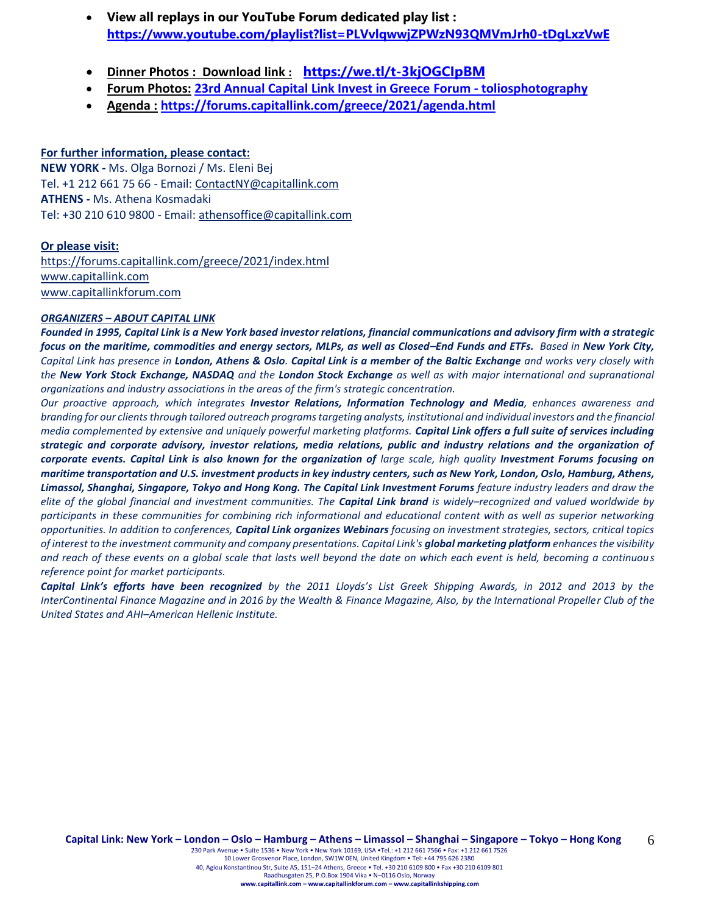- **View all replays in our YouTube Forum dedicated play list : https://www.youtube.com/playlist?list=PLVvlqwwjZPWzN93QMVmJrh0-tDgLxzVwE**

- **Dinner Photos : Download link : https://we.tl/t-3kjOGCIpBM**
- **Forum Photos: 23rd Annual Capital Link Invest in Greece Forum - toliosphotography**
- **Agenda : https://forums.capitallink.com/greece/2021/agenda.html**

**For further information, please contact:**

**NEW YORK -** Ms. Olga Bornozi / Ms. Eleni Bej
Tel. +1 212 661 75 66 - Email: ContactNY@capitallink.com
**ATHENS -** Ms. Athena Kosmadaki
Tel: +30 210 610 9800 - Email: athensoffice@capitallink.com

**Or please visit:**

https://forums.capitallink.com/greece/2021/index.html
www.capitallink.com
www.capitallinkforum.com

***ORGANIZERS – ABOUT CAPITAL LINK***

***Founded in 1995, Capital Link is a New York based investor relations, financial communications and advisory firm with a strategic focus on the maritime, commodities and energy sectors, MLPs, as well as Closed–End Funds and ETFs.*** *Based in* ***New York City,*** *Capital Link has presence in* ***London, Athens & Oslo****.* ***Capital Link is a member of the Baltic Exchange*** *and works very closely with the* ***New York Stock Exchange, NASDAQ*** *and the* ***London Stock Exchange*** *as well as with major international and supranational organizations and industry associations in the areas of the firm's strategic concentration.*

*Our proactive approach, which integrates* ***Investor Relations, Information Technology and Media****, enhances awareness and branding for our clients through tailored outreach programs targeting analysts, institutional and individual investors and the financial media complemented by extensive and uniquely powerful marketing platforms.* ***Capital Link offers a full suite of services including strategic and corporate advisory, investor relations, media relations, public and industry relations and the organization of corporate events. Capital Link is also known for the organization of*** *large scale, high quality* ***Investment Forums focusing on maritime transportation and U.S. investment products in key industry centers, such as New York, London, Oslo, Hamburg, Athens, Limassol, Shanghai, Singapore, Tokyo and Hong Kong. The Capital Link Investment Forums*** *feature industry leaders and draw the elite of the global financial and investment communities. The* ***Capital Link brand*** *is widely–recognized and valued worldwide by participants in these communities for combining rich informational and educational content with as well as superior networking opportunities. In addition to conferences,* ***Capital Link organizes Webinars*** *focusing on investment strategies, sectors, critical topics of interest to the investment community and company presentations. Capital Link's* ***global marketing platform*** *enhances the visibility and reach of these events on a global scale that lasts well beyond the date on which each event is held, becoming a continuous reference point for market participants.*

***Capital Link's efforts have been recognized*** *by the 2011 Lloyds's List Greek Shipping Awards, in 2012 and 2013 by the InterContinental Finance Magazine and in 2016 by the Wealth & Finance Magazine, Also, by the International Propeller Club of the United States and AHI–American Hellenic Institute.*